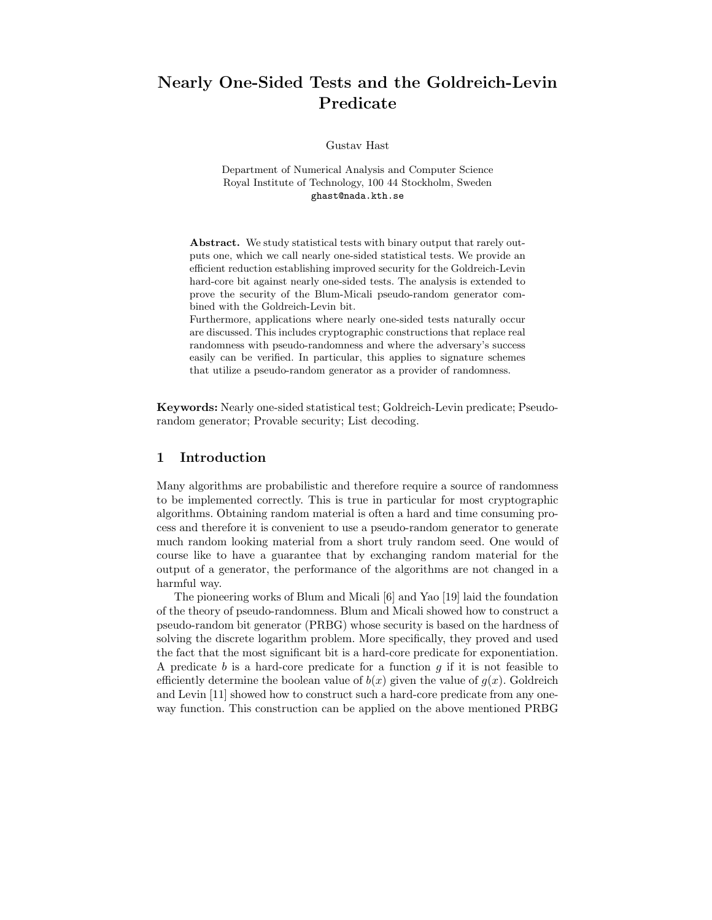# Nearly One-Sided Tests and the Goldreich-Levin Predicate

Gustav Hast

Department of Numerical Analysis and Computer Science
Royal Institute of Technology, 100 44 Stockholm, Sweden
ghast@nada.kth.se

**Abstract.** We study statistical tests with binary output that rarely outputs one, which we call nearly one-sided statistical tests. We provide an efficient reduction establishing improved security for the Goldreich-Levin hard-core bit against nearly one-sided tests. The analysis is extended to prove the security of the Blum-Micali pseudo-random generator combined with the Goldreich-Levin bit.

Furthermore, applications where nearly one-sided tests naturally occur are discussed. This includes cryptographic constructions that replace real randomness with pseudo-randomness and where the adversary's success easily can be verified. In particular, this applies to signature schemes that utilize a pseudo-random generator as a provider of randomness.

**Keywords:** Nearly one-sided statistical test; Goldreich-Levin predicate; Pseudo-random generator; Provable security; List decoding.

## 1 Introduction

Many algorithms are probabilistic and therefore require a source of randomness to be implemented correctly. This is true in particular for most cryptographic algorithms. Obtaining random material is often a hard and time consuming process and therefore it is convenient to use a pseudo-random generator to generate much random looking material from a short truly random seed. One would of course like to have a guarantee that by exchanging random material for the output of a generator, the performance of the algorithms are not changed in a harmful way.

The pioneering works of Blum and Micali [6] and Yao [19] laid the foundation of the theory of pseudo-randomness. Blum and Micali showed how to construct a pseudo-random bit generator (PRBG) whose security is based on the hardness of solving the discrete logarithm problem. More specifically, they proved and used the fact that the most significant bit is a hard-core predicate for exponentiation. A predicate $b$ is a hard-core predicate for a function $g$ if it is not feasible to efficiently determine the boolean value of $b(x)$ given the value of $g(x)$. Goldreich and Levin [11] showed how to construct such a hard-core predicate from any one-way function. This construction can be applied on the above mentioned PRBG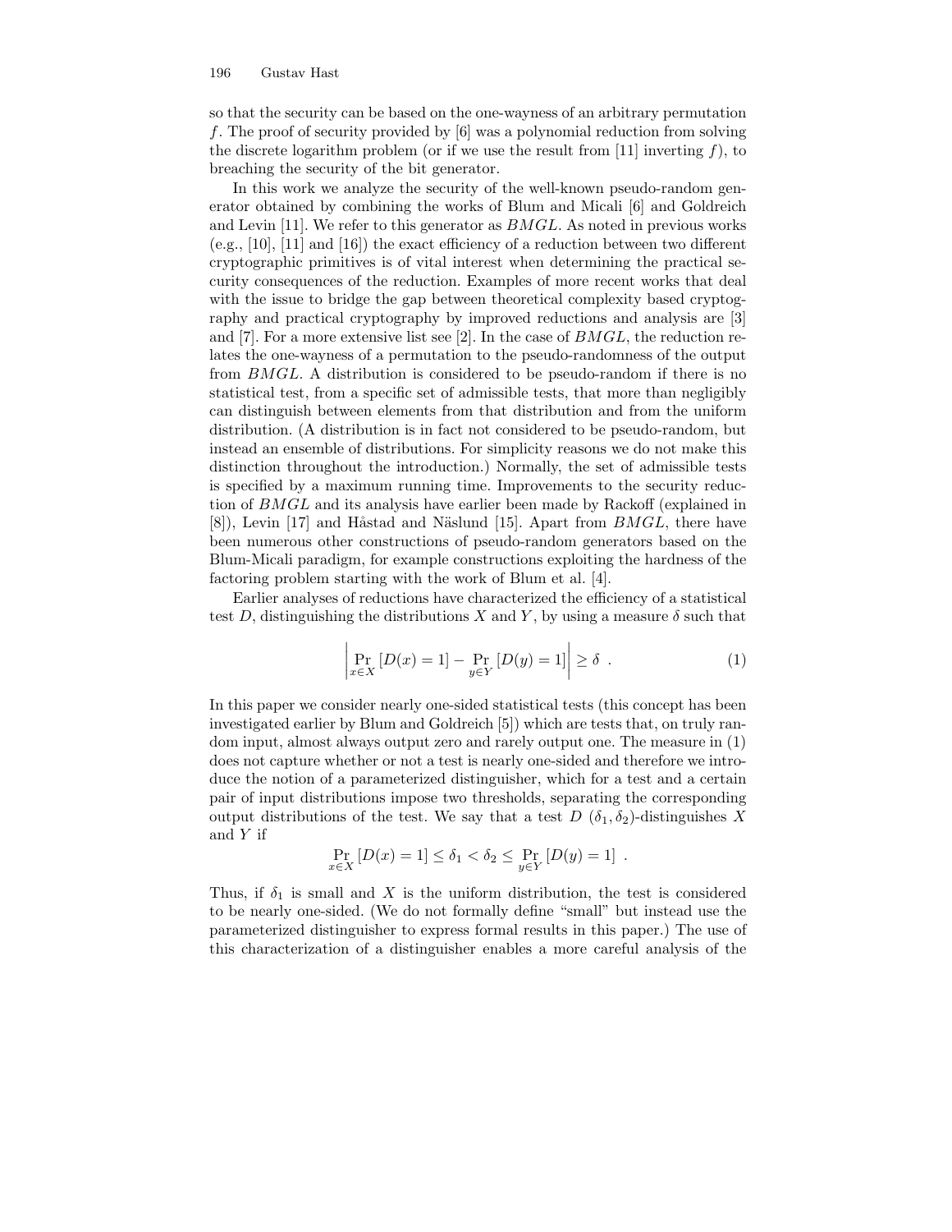so that the security can be based on the one-wayness of an arbitrary permutation $f$. The proof of security provided by [6] was a polynomial reduction from solving the discrete logarithm problem (or if we use the result from [11] inverting $f$), to breaching the security of the bit generator.

In this work we analyze the security of the well-known pseudo-random generator obtained by combining the works of Blum and Micali [6] and Goldreich and Levin [11]. We refer to this generator as $BMGL$. As noted in previous works (e.g., [10], [11] and [16]) the exact efficiency of a reduction between two different cryptographic primitives is of vital interest when determining the practical security consequences of the reduction. Examples of more recent works that deal with the issue to bridge the gap between theoretical complexity based cryptography and practical cryptography by improved reductions and analysis are [3] and [7]. For a more extensive list see [2]. In the case of $BMGL$, the reduction relates the one-wayness of a permutation to the pseudo-randomness of the output from $BMGL$. A distribution is considered to be pseudo-random if there is no statistical test, from a specific set of admissible tests, that more than negligibly can distinguish between elements from that distribution and from the uniform distribution. (A distribution is in fact not considered to be pseudo-random, but instead an ensemble of distributions. For simplicity reasons we do not make this distinction throughout the introduction.) Normally, the set of admissible tests is specified by a maximum running time. Improvements to the security reduction of $BMGL$ and its analysis have earlier been made by Rackoff (explained in [8]), Levin [17] and Håstad and Näslund [15]. Apart from $BMGL$, there have been numerous other constructions of pseudo-random generators based on the Blum-Micali paradigm, for example constructions exploiting the hardness of the factoring problem starting with the work of Blum et al. [4].

Earlier analyses of reductions have characterized the efficiency of a statistical test $D$, distinguishing the distributions $X$ and $Y$, by using a measure $\delta$ such that

$$\left| \Pr_{x \in X}[D(x) = 1] - \Pr_{y \in Y}[D(y) = 1] \right| \geq \delta \ . \tag{1}$$

In this paper we consider nearly one-sided statistical tests (this concept has been investigated earlier by Blum and Goldreich [5]) which are tests that, on truly random input, almost always output zero and rarely output one. The measure in (1) does not capture whether or not a test is nearly one-sided and therefore we introduce the notion of a parameterized distinguisher, which for a test and a certain pair of input distributions impose two thresholds, separating the corresponding output distributions of the test. We say that a test $D$ $(\delta_1, \delta_2)$-distinguishes $X$ and $Y$ if

$$\Pr_{x \in X}[D(x) = 1] \leq \delta_1 < \delta_2 \leq \Pr_{y \in Y}[D(y) = 1] \ .$$

Thus, if $\delta_1$ is small and $X$ is the uniform distribution, the test is considered to be nearly one-sided. (We do not formally define "small" but instead use the parameterized distinguisher to express formal results in this paper.) The use of this characterization of a distinguisher enables a more careful analysis of the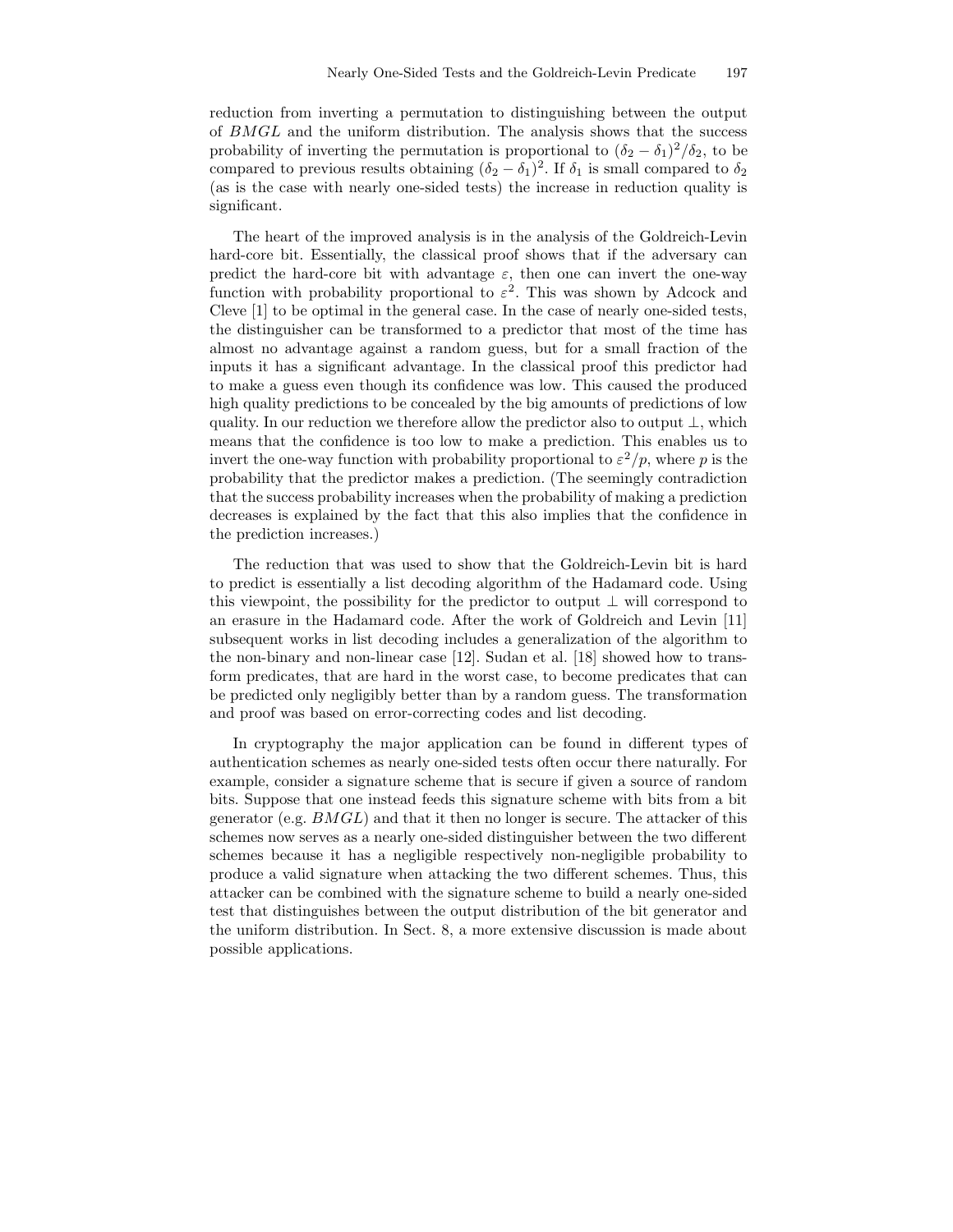reduction from inverting a permutation to distinguishing between the output of *BMGL* and the uniform distribution. The analysis shows that the success probability of inverting the permutation is proportional to $(\delta_2 - \delta_1)^2/\delta_2$, to be compared to previous results obtaining $(\delta_2 - \delta_1)^2$. If $\delta_1$ is small compared to $\delta_2$ (as is the case with nearly one-sided tests) the increase in reduction quality is significant.

The heart of the improved analysis is in the analysis of the Goldreich-Levin hard-core bit. Essentially, the classical proof shows that if the adversary can predict the hard-core bit with advantage $\varepsilon$, then one can invert the one-way function with probability proportional to $\varepsilon^2$. This was shown by Adcock and Cleve [1] to be optimal in the general case. In the case of nearly one-sided tests, the distinguisher can be transformed to a predictor that most of the time has almost no advantage against a random guess, but for a small fraction of the inputs it has a significant advantage. In the classical proof this predictor had to make a guess even though its confidence was low. This caused the produced high quality predictions to be concealed by the big amounts of predictions of low quality. In our reduction we therefore allow the predictor also to output $\perp$, which means that the confidence is too low to make a prediction. This enables us to invert the one-way function with probability proportional to $\varepsilon^2/p$, where $p$ is the probability that the predictor makes a prediction. (The seemingly contradiction that the success probability increases when the probability of making a prediction decreases is explained by the fact that this also implies that the confidence in the prediction increases.)

The reduction that was used to show that the Goldreich-Levin bit is hard to predict is essentially a list decoding algorithm of the Hadamard code. Using this viewpoint, the possibility for the predictor to output $\perp$ will correspond to an erasure in the Hadamard code. After the work of Goldreich and Levin [11] subsequent works in list decoding includes a generalization of the algorithm to the non-binary and non-linear case [12]. Sudan et al. [18] showed how to transform predicates, that are hard in the worst case, to become predicates that can be predicted only negligibly better than by a random guess. The transformation and proof was based on error-correcting codes and list decoding.

In cryptography the major application can be found in different types of authentication schemes as nearly one-sided tests often occur there naturally. For example, consider a signature scheme that is secure if given a source of random bits. Suppose that one instead feeds this signature scheme with bits from a bit generator (e.g. *BMGL*) and that it then no longer is secure. The attacker of this schemes now serves as a nearly one-sided distinguisher between the two different schemes because it has a negligible respectively non-negligible probability to produce a valid signature when attacking the two different schemes. Thus, this attacker can be combined with the signature scheme to build a nearly one-sided test that distinguishes between the output distribution of the bit generator and the uniform distribution. In Sect. 8, a more extensive discussion is made about possible applications.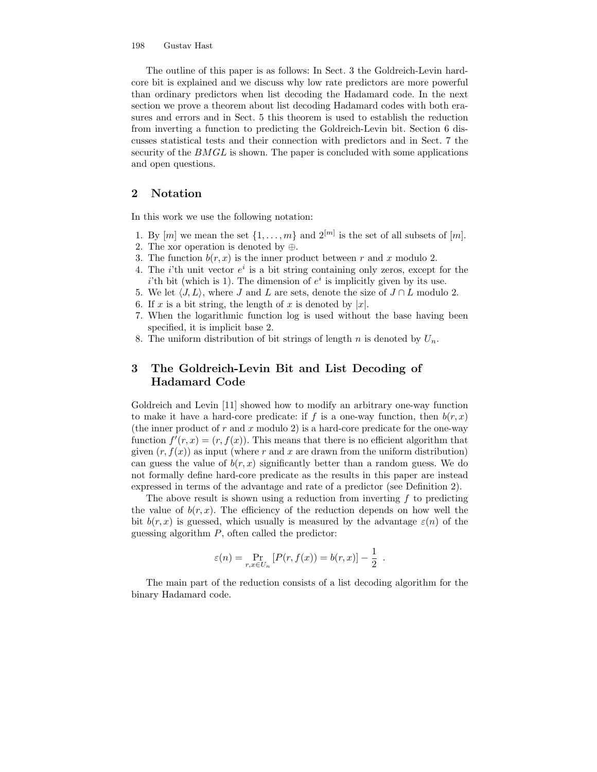The outline of this paper is as follows: In Sect. 3 the Goldreich-Levin hard-core bit is explained and we discuss why low rate predictors are more powerful than ordinary predictors when list decoding the Hadamard code. In the next section we prove a theorem about list decoding Hadamard codes with both erasures and errors and in Sect. 5 this theorem is used to establish the reduction from inverting a function to predicting the Goldreich-Levin bit. Section 6 discusses statistical tests and their connection with predictors and in Sect. 7 the security of the $BMGL$ is shown. The paper is concluded with some applications and open questions.

## 2 Notation

In this work we use the following notation:

1. By $[m]$ we mean the set $\{1, \ldots, m\}$ and $2^{[m]}$ is the set of all subsets of $[m]$.
2. The xor operation is denoted by $\oplus$.
3. The function $b(r, x)$ is the inner product between $r$ and $x$ modulo 2.
4. The $i$'th unit vector $e^i$ is a bit string containing only zeros, except for the $i$'th bit (which is 1). The dimension of $e^i$ is implicitly given by its use.
5. We let $\langle J, L \rangle$, where $J$ and $L$ are sets, denote the size of $J \cap L$ modulo 2.
6. If $x$ is a bit string, the length of $x$ is denoted by $|x|$.
7. When the logarithmic function log is used without the base having been specified, it is implicit base 2.
8. The uniform distribution of bit strings of length $n$ is denoted by $U_n$.

## 3 The Goldreich-Levin Bit and List Decoding of Hadamard Code

Goldreich and Levin [11] showed how to modify an arbitrary one-way function to make it have a hard-core predicate: if $f$ is a one-way function, then $b(r, x)$ (the inner product of $r$ and $x$ modulo 2) is a hard-core predicate for the one-way function $f'(r, x) = (r, f(x))$. This means that there is no efficient algorithm that given $(r, f(x))$ as input (where $r$ and $x$ are drawn from the uniform distribution) can guess the value of $b(r, x)$ significantly better than a random guess. We do not formally define hard-core predicate as the results in this paper are instead expressed in terms of the advantage and rate of a predictor (see Definition 2).

The above result is shown using a reduction from inverting $f$ to predicting the value of $b(r, x)$. The efficiency of the reduction depends on how well the bit $b(r, x)$ is guessed, which usually is measured by the advantage $\varepsilon(n)$ of the guessing algorithm $P$, often called the predictor:

$$\varepsilon(n) = \Pr_{r,x \in U_n}[P(r, f(x)) = b(r, x)] - \frac{1}{2} \enspace .$$

The main part of the reduction consists of a list decoding algorithm for the binary Hadamard code.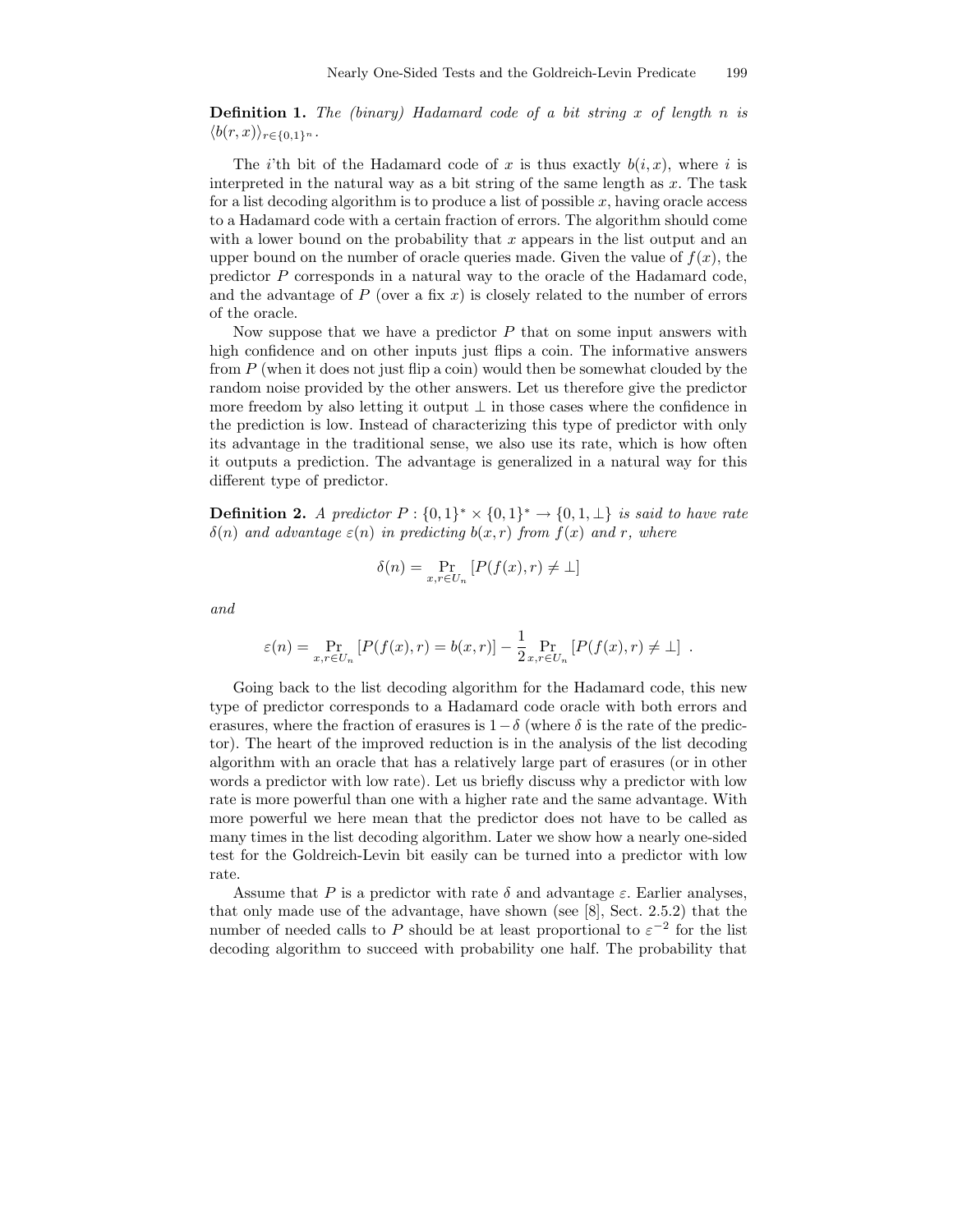**Definition 1.** *The (binary) Hadamard code of a bit string $x$ of length $n$ is $\langle b(r, x)\rangle_{r\in\{0,1\}^n}$.*

The $i$'th bit of the Hadamard code of $x$ is thus exactly $b(i, x)$, where $i$ is interpreted in the natural way as a bit string of the same length as $x$. The task for a list decoding algorithm is to produce a list of possible $x$, having oracle access to a Hadamard code with a certain fraction of errors. The algorithm should come with a lower bound on the probability that $x$ appears in the list output and an upper bound on the number of oracle queries made. Given the value of $f(x)$, the predictor $P$ corresponds in a natural way to the oracle of the Hadamard code, and the advantage of $P$ (over a fix $x$) is closely related to the number of errors of the oracle.

Now suppose that we have a predictor $P$ that on some input answers with high confidence and on other inputs just flips a coin. The informative answers from $P$ (when it does not just flip a coin) would then be somewhat clouded by the random noise provided by the other answers. Let us therefore give the predictor more freedom by also letting it output $\perp$ in those cases where the confidence in the prediction is low. Instead of characterizing this type of predictor with only its advantage in the traditional sense, we also use its rate, which is how often it outputs a prediction. The advantage is generalized in a natural way for this different type of predictor.

**Definition 2.** *A predictor $P : \{0,1\}^* \times \{0,1\}^* \to \{0,1,\perp\}$ is said to have rate $\delta(n)$ and advantage $\varepsilon(n)$ in predicting $b(x, r)$ from $f(x)$ and $r$, where*

$$\delta(n) = \Pr_{x,r\in U_n}[P(f(x), r) \neq \perp]$$

*and*

$$\varepsilon(n) = \Pr_{x,r\in U_n}[P(f(x), r) = b(x, r)] - \frac{1}{2}\Pr_{x,r\in U_n}[P(f(x), r) \neq \perp] \ .$$

Going back to the list decoding algorithm for the Hadamard code, this new type of predictor corresponds to a Hadamard code oracle with both errors and erasures, where the fraction of erasures is $1-\delta$ (where $\delta$ is the rate of the predictor). The heart of the improved reduction is in the analysis of the list decoding algorithm with an oracle that has a relatively large part of erasures (or in other words a predictor with low rate). Let us briefly discuss why a predictor with low rate is more powerful than one with a higher rate and the same advantage. With more powerful we here mean that the predictor does not have to be called as many times in the list decoding algorithm. Later we show how a nearly one-sided test for the Goldreich-Levin bit easily can be turned into a predictor with low rate.

Assume that $P$ is a predictor with rate $\delta$ and advantage $\varepsilon$. Earlier analyses, that only made use of the advantage, have shown (see [8], Sect. 2.5.2) that the number of needed calls to $P$ should be at least proportional to $\varepsilon^{-2}$ for the list decoding algorithm to succeed with probability one half. The probability that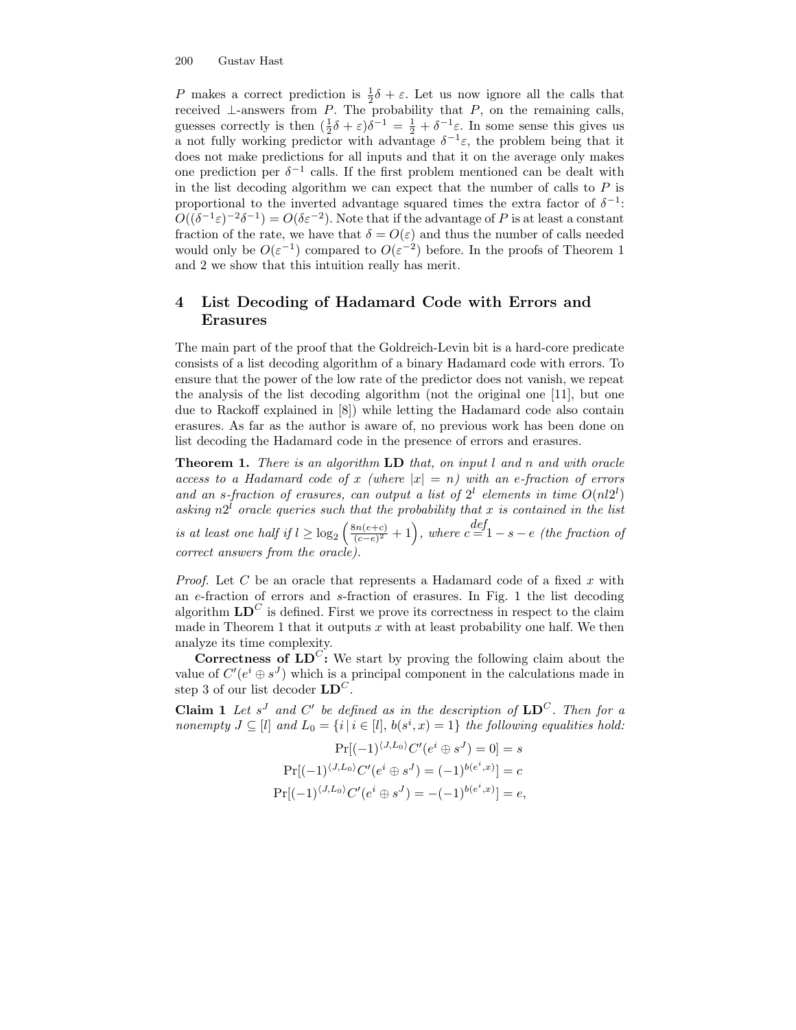$P$ makes a correct prediction is $\frac{1}{2}\delta + \varepsilon$. Let us now ignore all the calls that received $\perp$-answers from $P$. The probability that $P$, on the remaining calls, guesses correctly is then $(\frac{1}{2}\delta + \varepsilon)\delta^{-1} = \frac{1}{2} + \delta^{-1}\varepsilon$. In some sense this gives us a not fully working predictor with advantage $\delta^{-1}\varepsilon$, the problem being that it does not make predictions for all inputs and that it on the average only makes one prediction per $\delta^{-1}$ calls. If the first problem mentioned can be dealt with in the list decoding algorithm we can expect that the number of calls to $P$ is proportional to the inverted advantage squared times the extra factor of $\delta^{-1}$: $O((\delta^{-1}\varepsilon)^{-2}\delta^{-1}) = O(\delta\varepsilon^{-2})$. Note that if the advantage of $P$ is at least a constant fraction of the rate, we have that $\delta = O(\varepsilon)$ and thus the number of calls needed would only be $O(\varepsilon^{-1})$ compared to $O(\varepsilon^{-2})$ before. In the proofs of Theorem 1 and 2 we show that this intuition really has merit.

## 4 List Decoding of Hadamard Code with Errors and Erasures

The main part of the proof that the Goldreich-Levin bit is a hard-core predicate consists of a list decoding algorithm of a binary Hadamard code with errors. To ensure that the power of the low rate of the predictor does not vanish, we repeat the analysis of the list decoding algorithm (not the original one [11], but one due to Rackoff explained in [8]) while letting the Hadamard code also contain erasures. As far as the author is aware of, no previous work has been done on list decoding the Hadamard code in the presence of errors and erasures.

**Theorem 1.** *There is an algorithm* **LD** *that, on input $l$ and $n$ and with oracle access to a Hadamard code of $x$ (where $|x| = n$) with an $e$-fraction of errors and an $s$-fraction of erasures, can output a list of $2^l$ elements in time $O(nl2^l)$ asking $n2^l$ oracle queries such that the probability that $x$ is contained in the list is at least one half if $l \geq \log_2\left(\frac{8n(e+c)}{(c-e)^2} + 1\right)$, where $c \stackrel{def}{=} 1 - s - e$ (the fraction of correct answers from the oracle).*

*Proof.* Let $C$ be an oracle that represents a Hadamard code of a fixed $x$ with an $e$-fraction of errors and $s$-fraction of erasures. In Fig. 1 the list decoding algorithm $\mathbf{LD}^C$ is defined. First we prove its correctness in respect to the claim made in Theorem 1 that it outputs $x$ with at least probability one half. We then analyze its time complexity.

**Correctness of $\mathbf{LD}^C$:** We start by proving the following claim about the value of $C'(e^i \oplus s^J)$ which is a principal component in the calculations made in step 3 of our list decoder $\mathbf{LD}^C$.

**Claim 1** *Let $s^J$ and $C'$ be defined as in the description of $\mathbf{LD}^C$. Then for a nonempty $J \subseteq [l]$ and $L_0 = \{i \,|\, i \in [l],\, b(s^i, x) = 1\}$ the following equalities hold:*

$$\Pr[(-1)^{\langle J, L_0 \rangle} C'(e^i \oplus s^J) = 0] = s$$

$$\Pr[(-1)^{\langle J, L_0 \rangle} C'(e^i \oplus s^J) = (-1)^{b(e^i, x)}] = c$$

$$\Pr[(-1)^{\langle J, L_0 \rangle} C'(e^i \oplus s^J) = -(-1)^{b(e^i, x)}] = e,$$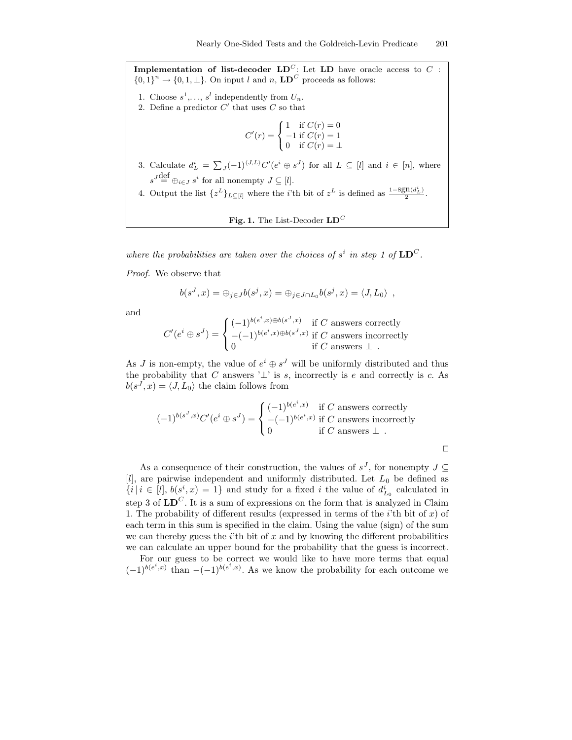**Implementation of list-decoder $\mathbf{LD}^C$**: Let $\mathbf{LD}$ have oracle access to $C : \{0,1\}^n \to \{0,1,\perp\}$. On input $l$ and $n$, $\mathbf{LD}^C$ proceeds as follows:

1. Choose $s^1, \ldots, s^l$ independently from $U_n$.
2. Define a predictor $C'$ that uses $C$ so that

$$C'(r) = \begin{cases} 1 & \text{if } C(r) = 0 \\ -1 & \text{if } C(r) = 1 \\ 0 & \text{if } C(r) = \perp \end{cases}$$

3. Calculate $d_L^i = \sum_J (-1)^{\langle J, L \rangle} C'(e^i \oplus s^J)$ for all $L \subseteq [l]$ and $i \in [n]$, where $s^J \stackrel{\text{def}}{=} \oplus_{i \in J} s^i$ for all nonempty $J \subseteq [l]$.
4. Output the list $\{z^L\}_{L \subseteq [l]}$ where the $i$'th bit of $z^L$ is defined as $\frac{1 - \text{sgn}(d_L^i)}{2}$.

**Fig. 1.** The List-Decoder $\mathbf{LD}^C$

*where the probabilities are taken over the choices of $s^i$ in step 1 of $\mathbf{LD}^C$.*

*Proof.* We observe that

$$b(s^J, x) = \oplus_{j \in J} b(s^j, x) = \oplus_{j \in J \cap L_0} b(s^j, x) = \langle J, L_0 \rangle \ ,$$

and

$$C'(e^i \oplus s^J) = \begin{cases} (-1)^{b(e^i, x) \oplus b(s^J, x)} & \text{if } C \text{ answers correctly} \\ -(-1)^{b(e^i, x) \oplus b(s^J, x)} & \text{if } C \text{ answers incorrectly} \\ 0 & \text{if } C \text{ answers } \perp \ . \end{cases}$$

As $J$ is non-empty, the value of $e^i \oplus s^J$ will be uniformly distributed and thus the probability that $C$ answers '$\perp$' is $s$, incorrectly is $e$ and correctly is $c$. As $b(s^J, x) = \langle J, L_0 \rangle$ the claim follows from

$$(-1)^{b(s^J, x)} C'(e^i \oplus s^J) = \begin{cases} (-1)^{b(e^i, x)} & \text{if } C \text{ answers correctly} \\ -(-1)^{b(e^i, x)} & \text{if } C \text{ answers incorrectly} \\ 0 & \text{if } C \text{ answers } \perp \ . \end{cases}$$

□

As a consequence of their construction, the values of $s^J$, for nonempty $J \subseteq [l]$, are pairwise independent and uniformly distributed. Let $L_0$ be defined as $\{i \,|\, i \in [l],\, b(s^i, x) = 1\}$ and study for a fixed $i$ the value of $d_{L_0}^i$ calculated in step 3 of $\mathbf{LD}^C$. It is a sum of expressions on the form that is analyzed in Claim 1. The probability of different results (expressed in terms of the $i$'th bit of $x$) of each term in this sum is specified in the claim. Using the value (sign) of the sum we can thereby guess the $i$'th bit of $x$ and by knowing the different probabilities we can calculate an upper bound for the probability that the guess is incorrect.

For our guess to be correct we would like to have more terms that equal $(-1)^{b(e^i, x)}$ than $-(-1)^{b(e^i, x)}$. As we know the probability for each outcome we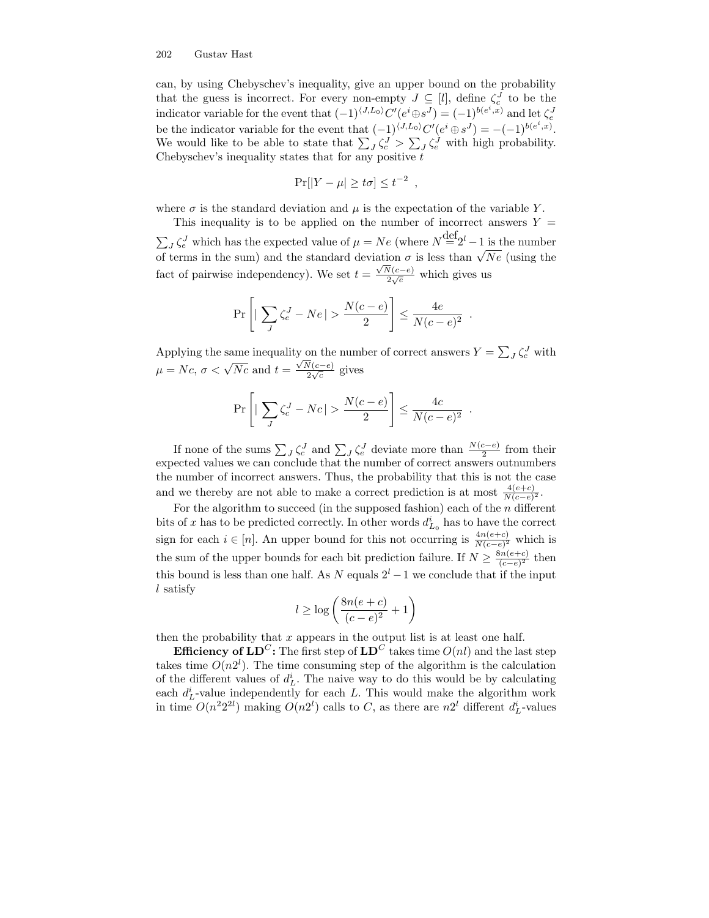can, by using Chebyschev's inequality, give an upper bound on the probability that the guess is incorrect. For every non-empty $J \subseteq [l]$, define $\zeta_c^J$ to be the indicator variable for the event that $(-1)^{\langle J, L_0 \rangle} C'(e^i \oplus s^J) = (-1)^{b(e^i,x)}$ and let $\zeta_e^J$ be the indicator variable for the event that $(-1)^{\langle J, L_0 \rangle} C'(e^i \oplus s^J) = -(-1)^{b(e^i,x)}$. We would like to be able to state that $\sum_J \zeta_c^J > \sum_J \zeta_e^J$ with high probability. Chebyschev's inequality states that for any positive $t$

$$\Pr[|Y - \mu| \geq t\sigma] \leq t^{-2} \ ,$$

where $\sigma$ is the standard deviation and $\mu$ is the expectation of the variable $Y$.

This inequality is to be applied on the number of incorrect answers $Y = \sum_J \zeta_e^J$ which has the expected value of $\mu = Ne$ (where $N \stackrel{\text{def}}{=} 2^l - 1$ is the number of terms in the sum) and the standard deviation $\sigma$ is less than $\sqrt{Ne}$ (using the fact of pairwise independency). We set $t = \frac{\sqrt{N}(c-e)}{2\sqrt{e}}$ which gives us

$$\Pr\left[ \left| \sum_J \zeta_e^J - Ne \right| > \frac{N(c-e)}{2} \right] \leq \frac{4e}{N(c-e)^2} \ .$$

Applying the same inequality on the number of correct answers $Y = \sum_J \zeta_c^J$ with $\mu = Nc$, $\sigma < \sqrt{Nc}$ and $t = \frac{\sqrt{N}(c-e)}{2\sqrt{c}}$ gives

$$\Pr\left[ \left| \sum_J \zeta_c^J - Nc \right| > \frac{N(c-e)}{2} \right] \leq \frac{4c}{N(c-e)^2} \ .$$

If none of the sums $\sum_J \zeta_c^J$ and $\sum_J \zeta_e^J$ deviate more than $\frac{N(c-e)}{2}$ from their expected values we can conclude that the number of correct answers outnumbers the number of incorrect answers. Thus, the probability that this is not the case and we thereby are not able to make a correct prediction is at most $\frac{4(e+c)}{N(c-e)^2}$.

For the algorithm to succeed (in the supposed fashion) each of the $n$ different bits of $x$ has to be predicted correctly. In other words $d_{L_0}^i$ has to have the correct sign for each $i \in [n]$. An upper bound for this not occurring is $\frac{4n(e+c)}{N(c-e)^2}$ which is the sum of the upper bounds for each bit prediction failure. If $N \geq \frac{8n(e+c)}{(c-e)^2}$ then this bound is less than one half. As $N$ equals $2^l - 1$ we conclude that if the input $l$ satisfy

$$l \geq \log\left( \frac{8n(e+c)}{(c-e)^2} + 1 \right)$$

then the probability that $x$ appears in the output list is at least one half.

**Efficiency of $\mathbf{LD}^C$:** The first step of $\mathbf{LD}^C$ takes time $O(nl)$ and the last step takes time $O(n2^l)$. The time consuming step of the algorithm is the calculation of the different values of $d_L^i$. The naive way to do this would be by calculating each $d_L^i$-value independently for each $L$. This would make the algorithm work in time $O(n^2 2^{2l})$ making $O(n2^l)$ calls to $C$, as there are $n2^l$ different $d_L^i$-values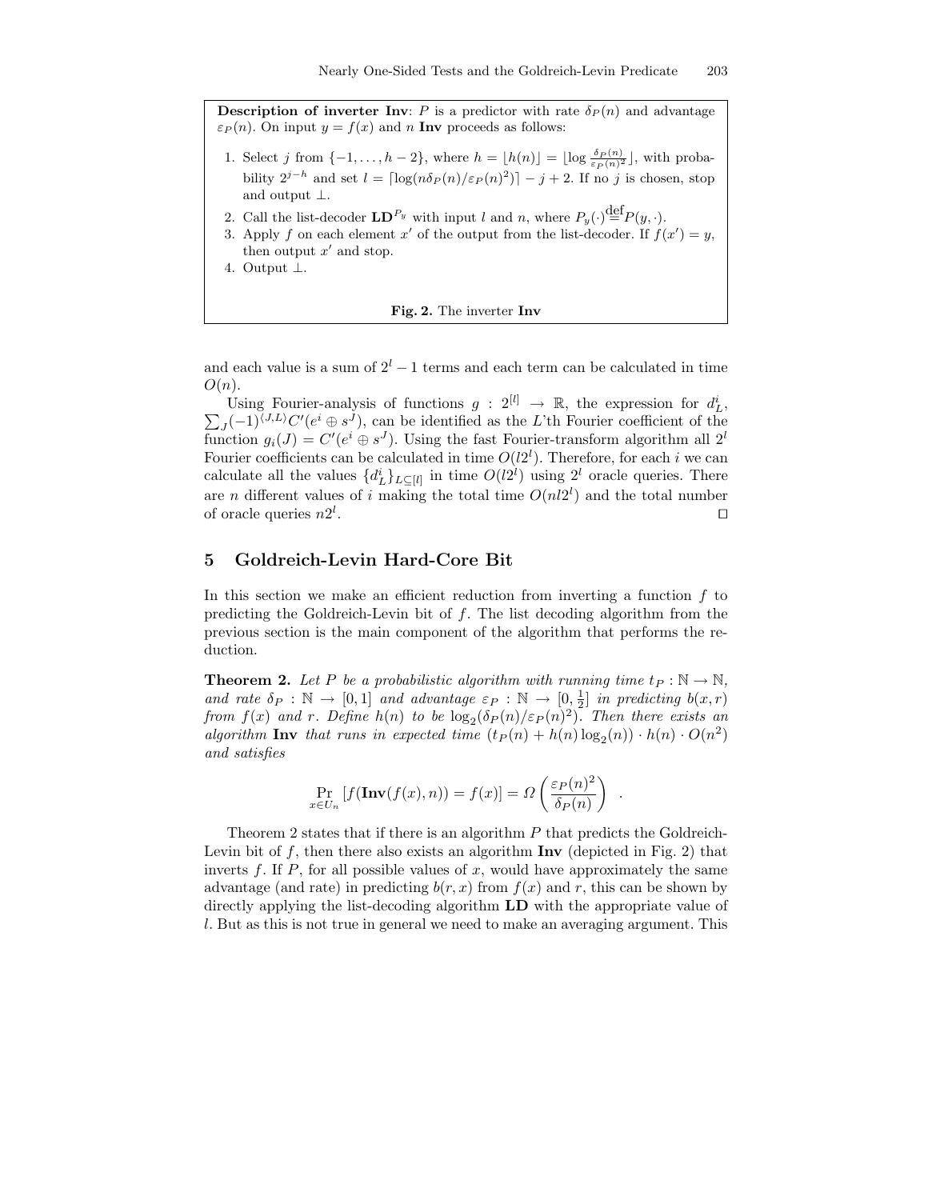**Description of inverter Inv**: $P$ is a predictor with rate $\delta_P(n)$ and advantage $\varepsilon_P(n)$. On input $y = f(x)$ and $n$ **Inv** proceeds as follows:

1. Select $j$ from $\{-1, \ldots, h-2\}$, where $h = \lfloor h(n) \rfloor = \lfloor \log \frac{\delta_P(n)}{\varepsilon_P(n)^2} \rfloor$, with probability $2^{j-h}$ and set $l = \lceil \log(n\delta_P(n)/\varepsilon_P(n)^2) \rceil - j + 2$. If no $j$ is chosen, stop and output $\perp$.
2. Call the list-decoder $\mathbf{LD}^{P_y}$ with input $l$ and $n$, where $P_y(\cdot) \stackrel{\text{def}}{=} P(y, \cdot)$.
3. Apply $f$ on each element $x'$ of the output from the list-decoder. If $f(x') = y$, then output $x'$ and stop.
4. Output $\perp$.

**Fig. 2.** The inverter **Inv**

and each value is a sum of $2^l - 1$ terms and each term can be calculated in time $O(n)$.

Using Fourier-analysis of functions $g : 2^{[l]} \to \mathbb{R}$, the expression for $d_L^i$, $\sum_J (-1)^{\langle J,L \rangle} C'(e^i \oplus s^J)$, can be identified as the $L$'th Fourier coefficient of the function $g_i(J) = C'(e^i \oplus s^J)$. Using the fast Fourier-transform algorithm all $2^l$ Fourier coefficients can be calculated in time $O(l2^l)$. Therefore, for each $i$ we can calculate all the values $\{d_L^i\}_{L \subseteq [l]}$ in time $O(l2^l)$ using $2^l$ oracle queries. There are $n$ different values of $i$ making the total time $O(nl2^l)$ and the total number of oracle queries $n2^l$. ◻

## 5 Goldreich-Levin Hard-Core Bit

In this section we make an efficient reduction from inverting a function $f$ to predicting the Goldreich-Levin bit of $f$. The list decoding algorithm from the previous section is the main component of the algorithm that performs the reduction.

**Theorem 2.** *Let $P$ be a probabilistic algorithm with running time $t_P : \mathbb{N} \to \mathbb{N}$, and rate $\delta_P : \mathbb{N} \to [0, 1]$ and advantage $\varepsilon_P : \mathbb{N} \to [0, \frac{1}{2}]$ in predicting $b(x, r)$ from $f(x)$ and $r$. Define $h(n)$ to be $\log_2(\delta_P(n)/\varepsilon_P(n)^2)$. Then there exists an algorithm **Inv** that runs in expected time $(t_P(n) + h(n)\log_2(n)) \cdot h(n) \cdot O(n^2)$ and satisfies*

$$\Pr_{x \in U_n}[f(\mathbf{Inv}(f(x), n)) = f(x)] = \Omega\left(\frac{\varepsilon_P(n)^2}{\delta_P(n)}\right) .$$

Theorem 2 states that if there is an algorithm $P$ that predicts the Goldreich-Levin bit of $f$, then there also exists an algorithm **Inv** (depicted in Fig. 2) that inverts $f$. If $P$, for all possible values of $x$, would have approximately the same advantage (and rate) in predicting $b(r, x)$ from $f(x)$ and $r$, this can be shown by directly applying the list-decoding algorithm **LD** with the appropriate value of $l$. But as this is not true in general we need to make an averaging argument. This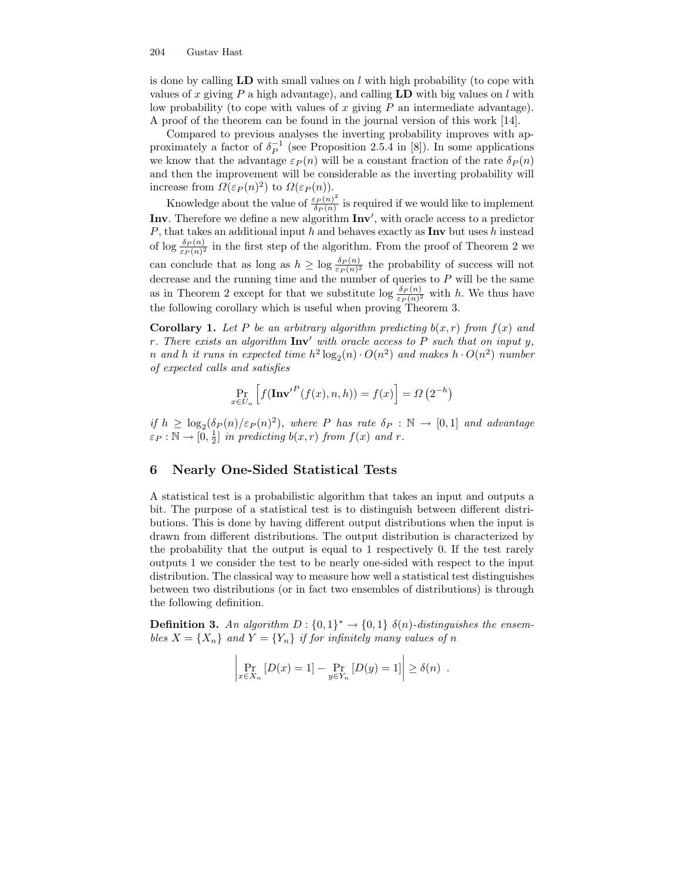is done by calling **LD** with small values on $l$ with high probability (to cope with values of $x$ giving $P$ a high advantage), and calling **LD** with big values on $l$ with low probability (to cope with values of $x$ giving $P$ an intermediate advantage). A proof of the theorem can be found in the journal version of this work [14].

Compared to previous analyses the inverting probability improves with approximately a factor of $\delta_P^{-1}$ (see Proposition 2.5.4 in [8]). In some applications we know that the advantage $\varepsilon_P(n)$ will be a constant fraction of the rate $\delta_P(n)$ and then the improvement will be considerable as the inverting probability will increase from $\Omega(\varepsilon_P(n)^2)$ to $\Omega(\varepsilon_P(n))$.

Knowledge about the value of $\frac{\varepsilon_P(n)^2}{\delta_P(n)}$ is required if we would like to implement **Inv**. Therefore we define a new algorithm **Inv′**, with oracle access to a predictor $P$, that takes an additional input $h$ and behaves exactly as **Inv** but uses $h$ instead of $\log \frac{\delta_P(n)}{\varepsilon_P(n)^2}$ in the first step of the algorithm. From the proof of Theorem 2 we can conclude that as long as $h \geq \log \frac{\delta_P(n)}{\varepsilon_P(n)^2}$ the probability of success will not decrease and the running time and the number of queries to $P$ will be the same as in Theorem 2 except for that we substitute $\log \frac{\delta_P(n)}{\varepsilon_P(n)^2}$ with $h$. We thus have the following corollary which is useful when proving Theorem 3.

**Corollary 1.** *Let $P$ be an arbitrary algorithm predicting $b(x,r)$ from $f(x)$ and $r$. There exists an algorithm* **Inv′** *with oracle access to $P$ such that on input $y$, $n$ and $h$ it runs in expected time $h^2 \log_2(n) \cdot O(n^2)$ and makes $h \cdot O(n^2)$ number of expected calls and satisfies*

$$\Pr_{x \in U_n}\left[f(\mathbf{Inv'}^P(f(x),n,h)) = f(x)\right] = \Omega\left(2^{-h}\right)$$

*if $h \geq \log_2(\delta_P(n)/\varepsilon_P(n)^2)$, where $P$ has rate $\delta_P : \mathbb{N} \to [0,1]$ and advantage $\varepsilon_P : \mathbb{N} \to [0, \frac{1}{2}]$ in predicting $b(x,r)$ from $f(x)$ and $r$.*

## 6 Nearly One-Sided Statistical Tests

A statistical test is a probabilistic algorithm that takes an input and outputs a bit. The purpose of a statistical test is to distinguish between different distributions. This is done by having different output distributions when the input is drawn from different distributions. The output distribution is characterized by the probability that the output is equal to 1 respectively 0. If the test rarely outputs 1 we consider the test to be nearly one-sided with respect to the input distribution. The classical way to measure how well a statistical test distinguishes between two distributions (or in fact two ensembles of distributions) is through the following definition.

**Definition 3.** *An algorithm $D : \{0,1\}^* \to \{0,1\}$ $\delta(n)$-distinguishes the ensembles $X = \{X_n\}$ and $Y = \{Y_n\}$ if for infinitely many values of $n$*

$$\left| \Pr_{x \in X_n}[D(x) = 1] - \Pr_{y \in Y_n}[D(y) = 1] \right| \geq \delta(n) \ .$$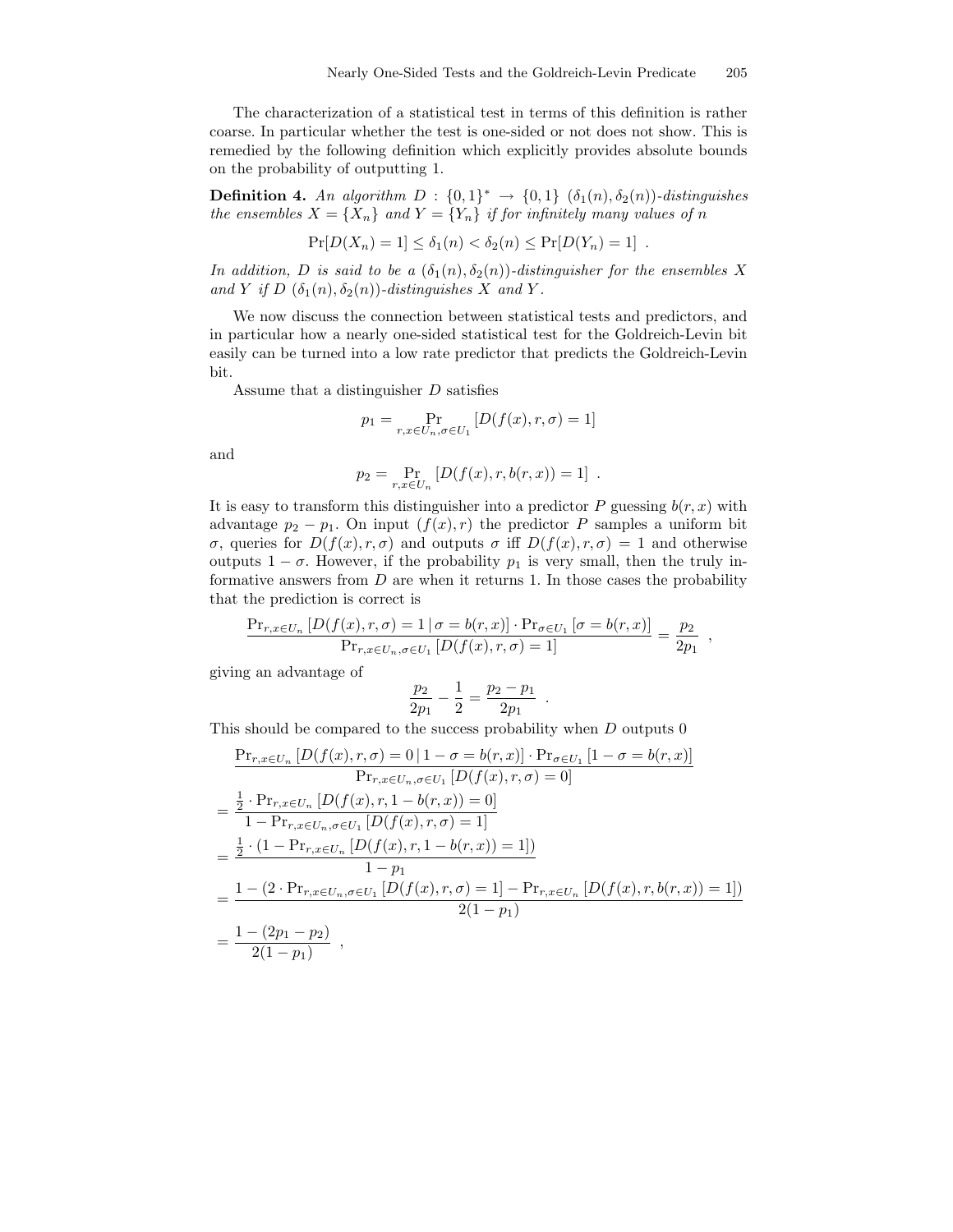The characterization of a statistical test in terms of this definition is rather coarse. In particular whether the test is one-sided or not does not show. This is remedied by the following definition which explicitly provides absolute bounds on the probability of outputting 1.

**Definition 4.** *An algorithm $D : \{0,1\}^* \to \{0,1\}$ $(\delta_1(n), \delta_2(n))$-distinguishes the ensembles $X = \{X_n\}$ and $Y = \{Y_n\}$ if for infinitely many values of $n$*

$$\Pr[D(X_n) = 1] \leq \delta_1(n) < \delta_2(n) \leq \Pr[D(Y_n) = 1] \ .$$

*In addition, $D$ is said to be a $(\delta_1(n), \delta_2(n))$-distinguisher for the ensembles $X$ and $Y$ if $D$ $(\delta_1(n), \delta_2(n))$-distinguishes $X$ and $Y$.*

We now discuss the connection between statistical tests and predictors, and in particular how a nearly one-sided statistical test for the Goldreich-Levin bit easily can be turned into a low rate predictor that predicts the Goldreich-Levin bit.

Assume that a distinguisher $D$ satisfies

$$p_1 = \Pr_{r,x \in U_n, \sigma \in U_1} [D(f(x), r, \sigma) = 1]$$

and

$$p_2 = \Pr_{r,x \in U_n} [D(f(x), r, b(r,x)) = 1] \ .$$

It is easy to transform this distinguisher into a predictor $P$ guessing $b(r,x)$ with advantage $p_2 - p_1$. On input $(f(x), r)$ the predictor $P$ samples a uniform bit $\sigma$, queries for $D(f(x), r, \sigma)$ and outputs $\sigma$ iff $D(f(x), r, \sigma) = 1$ and otherwise outputs $1 - \sigma$. However, if the probability $p_1$ is very small, then the truly informative answers from $D$ are when it returns 1. In those cases the probability that the prediction is correct is

$$\frac{\Pr_{r,x \in U_n} [D(f(x), r, \sigma) = 1 \,|\, \sigma = b(r,x)] \cdot \Pr_{\sigma \in U_1} [\sigma = b(r,x)]}{\Pr_{r,x \in U_n, \sigma \in U_1} [D(f(x), r, \sigma) = 1]} = \frac{p_2}{2p_1} \ ,$$

giving an advantage of

$$\frac{p_2}{2p_1} - \frac{1}{2} = \frac{p_2 - p_1}{2p_1} \ .$$

This should be compared to the success probability when $D$ outputs 0

$$\begin{aligned}
&\frac{\Pr_{r,x \in U_n} [D(f(x), r, \sigma) = 0 \,|\, 1 - \sigma = b(r,x)] \cdot \Pr_{\sigma \in U_1} [1 - \sigma = b(r,x)]}{\Pr_{r,x \in U_n, \sigma \in U_1} [D(f(x), r, \sigma) = 0]} \\
&= \frac{\frac{1}{2} \cdot \Pr_{r,x \in U_n} [D(f(x), r, 1 - b(r,x)) = 0]}{1 - \Pr_{r,x \in U_n, \sigma \in U_1} [D(f(x), r, \sigma) = 1]} \\
&= \frac{\frac{1}{2} \cdot (1 - \Pr_{r,x \in U_n} [D(f(x), r, 1 - b(r,x)) = 1])}{1 - p_1} \\
&= \frac{1 - (2 \cdot \Pr_{r,x \in U_n, \sigma \in U_1} [D(f(x), r, \sigma) = 1] - \Pr_{r,x \in U_n} [D(f(x), r, b(r,x)) = 1])}{2(1 - p_1)} \\
&= \frac{1 - (2p_1 - p_2)}{2(1 - p_1)} \ ,
\end{aligned}$$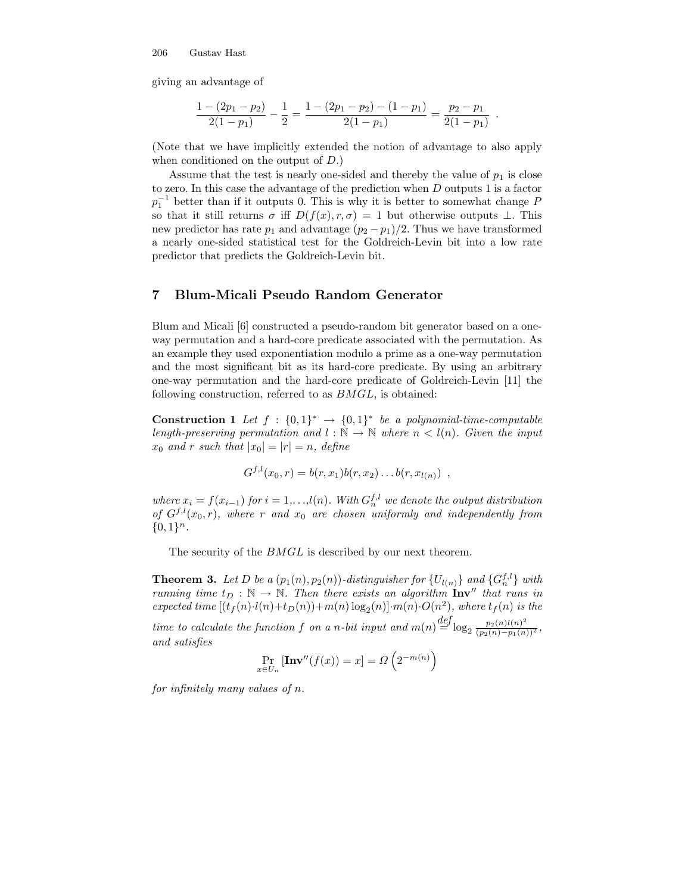giving an advantage of

$$\frac{1-(2p_1-p_2)}{2(1-p_1)} - \frac{1}{2} = \frac{1-(2p_1-p_2)-(1-p_1)}{2(1-p_1)} = \frac{p_2-p_1}{2(1-p_1)} \ .$$

(Note that we have implicitly extended the notion of advantage to also apply when conditioned on the output of $D$.)

Assume that the test is nearly one-sided and thereby the value of $p_1$ is close to zero. In this case the advantage of the prediction when $D$ outputs 1 is a factor $p_1^{-1}$ better than if it outputs 0. This is why it is better to somewhat change $P$ so that it still returns $\sigma$ iff $D(f(x), r, \sigma) = 1$ but otherwise outputs $\perp$. This new predictor has rate $p_1$ and advantage $(p_2 - p_1)/2$. Thus we have transformed a nearly one-sided statistical test for the Goldreich-Levin bit into a low rate predictor that predicts the Goldreich-Levin bit.

## 7 Blum-Micali Pseudo Random Generator

Blum and Micali [6] constructed a pseudo-random bit generator based on a one-way permutation and a hard-core predicate associated with the permutation. As an example they used exponentiation modulo a prime as a one-way permutation and the most significant bit as its hard-core predicate. By using an arbitrary one-way permutation and the hard-core predicate of Goldreich-Levin [11] the following construction, referred to as *BMGL*, is obtained:

**Construction 1** *Let $f : \{0,1\}^* \to \{0,1\}^*$ be a polynomial-time-computable length-preserving permutation and $l : \mathbb{N} \to \mathbb{N}$ where $n < l(n)$. Given the input $x_0$ and $r$ such that $|x_0| = |r| = n$, define*

$$G^{f,l}(x_0, r) = b(r, x_1)b(r, x_2)\ldots b(r, x_{l(n)}) \ ,$$

*where $x_i = f(x_{i-1})$ for $i = 1,\ldots,l(n)$. With $G_n^{f,l}$ we denote the output distribution of $G^{f,l}(x_0, r)$, where $r$ and $x_0$ are chosen uniformly and independently from $\{0,1\}^n$.*

The security of the *BMGL* is described by our next theorem.

**Theorem 3.** *Let $D$ be a $(p_1(n), p_2(n))$-distinguisher for $\{U_{l(n)}\}$ and $\{G_n^{f,l}\}$ with running time $t_D : \mathbb{N} \to \mathbb{N}$. Then there exists an algorithm $\mathbf{Inv}''$ that runs in expected time $[(t_f(n) \cdot l(n) + t_D(n)) + m(n)\log_2(n)] \cdot m(n) \cdot O(n^2)$, where $t_f(n)$ is the time to calculate the function $f$ on a $n$-bit input and $m(n) \stackrel{def}{=} \log_2 \frac{p_2(n)l(n)^2}{(p_2(n)-p_1(n))^2}$, and satisfies*

$$\Pr_{x \in U_n}[\mathbf{Inv}''(f(x)) = x] = \Omega\left(2^{-m(n)}\right)$$

*for infinitely many values of $n$.*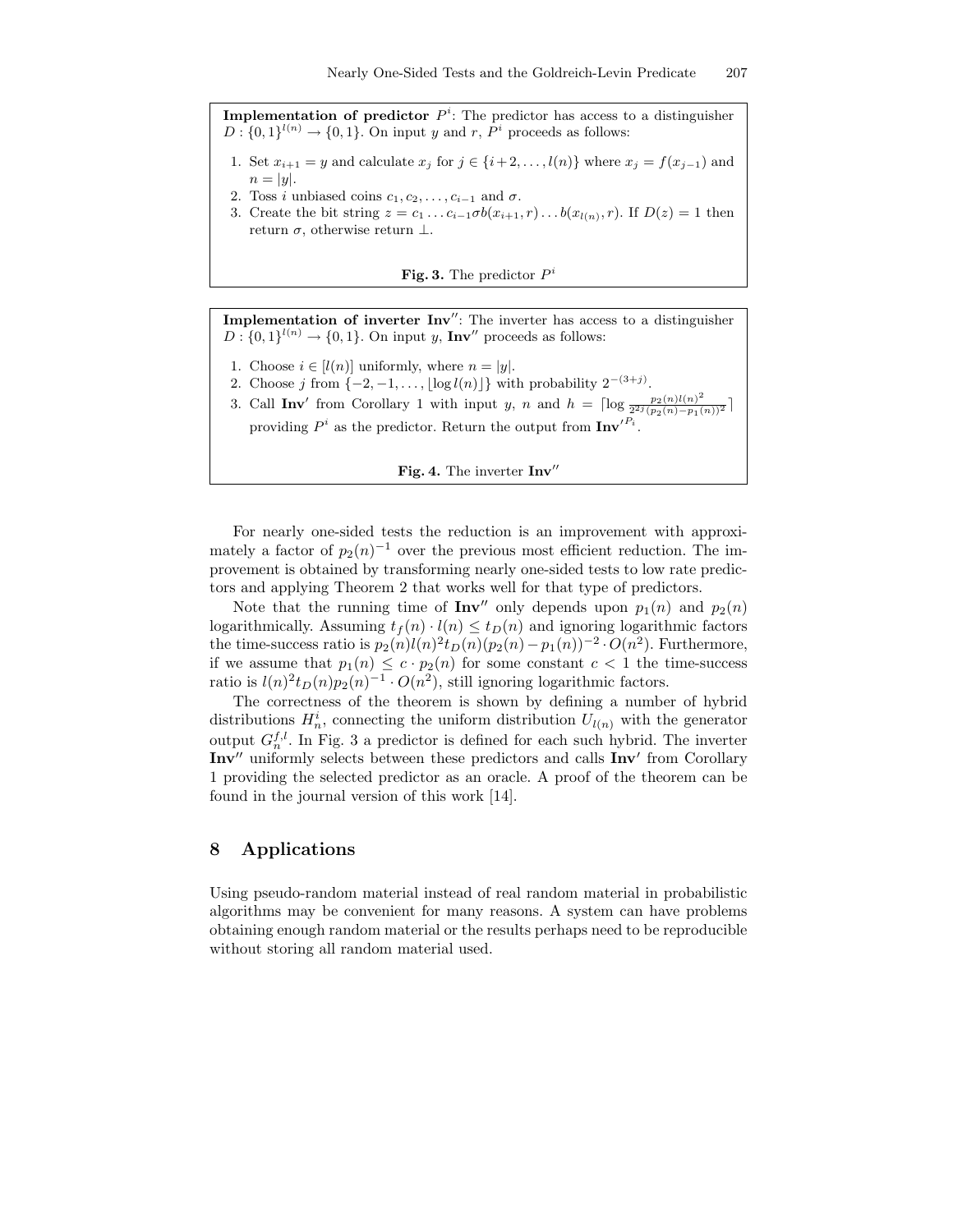**Implementation of predictor $P^i$**: The predictor has access to a distinguisher $D : \{0,1\}^{l(n)} \to \{0,1\}$. On input $y$ and $r$, $P^i$ proceeds as follows:

1. Set $x_{i+1} = y$ and calculate $x_j$ for $j \in \{i+2, \dots, l(n)\}$ where $x_j = f(x_{j-1})$ and $n = |y|$.
2. Toss $i$ unbiased coins $c_1, c_2, \dots, c_{i-1}$ and $\sigma$.
3. Create the bit string $z = c_1 \dots c_{i-1} \sigma b(x_{i+1}, r) \dots b(x_{l(n)}, r)$. If $D(z) = 1$ then return $\sigma$, otherwise return $\perp$.

**Fig. 3.** The predictor $P^i$

**Implementation of inverter $\mathbf{Inv}''$**: The inverter has access to a distinguisher $D : \{0,1\}^{l(n)} \to \{0,1\}$. On input $y$, $\mathbf{Inv}''$ proceeds as follows:

1. Choose $i \in [l(n)]$ uniformly, where $n = |y|$.
2. Choose $j$ from $\{-2, -1, \dots, \lfloor \log l(n) \rfloor\}$ with probability $2^{-(3+j)}$.
3. Call $\mathbf{Inv}'$ from Corollary 1 with input $y$, $n$ and $h = \lceil \log \frac{p_2(n) l(n)^2}{2^{2j}(p_2(n) - p_1(n))^2} \rceil$ providing $P^i$ as the predictor. Return the output from $\mathbf{Inv}'^{P_i}$.

**Fig. 4.** The inverter $\mathbf{Inv}''$

For nearly one-sided tests the reduction is an improvement with approximately a factor of $p_2(n)^{-1}$ over the previous most efficient reduction. The improvement is obtained by transforming nearly one-sided tests to low rate predictors and applying Theorem 2 that works well for that type of predictors.

Note that the running time of $\mathbf{Inv}''$ only depends upon $p_1(n)$ and $p_2(n)$ logarithmically. Assuming $t_f(n) \cdot l(n) \leq t_D(n)$ and ignoring logarithmic factors the time-success ratio is $p_2(n) l(n)^2 t_D(n)(p_2(n) - p_1(n))^{-2} \cdot O(n^2)$. Furthermore, if we assume that $p_1(n) \leq c \cdot p_2(n)$ for some constant $c < 1$ the time-success ratio is $l(n)^2 t_D(n) p_2(n)^{-1} \cdot O(n^2)$, still ignoring logarithmic factors.

The correctness of the theorem is shown by defining a number of hybrid distributions $H_n^i$, connecting the uniform distribution $U_{l(n)}$ with the generator output $G_n^{f,l}$. In Fig. 3 a predictor is defined for each such hybrid. The inverter $\mathbf{Inv}''$ uniformly selects between these predictors and calls $\mathbf{Inv}'$ from Corollary 1 providing the selected predictor as an oracle. A proof of the theorem can be found in the journal version of this work [14].

## 8 Applications

Using pseudo-random material instead of real random material in probabilistic algorithms may be convenient for many reasons. A system can have problems obtaining enough random material or the results perhaps need to be reproducible without storing all random material used.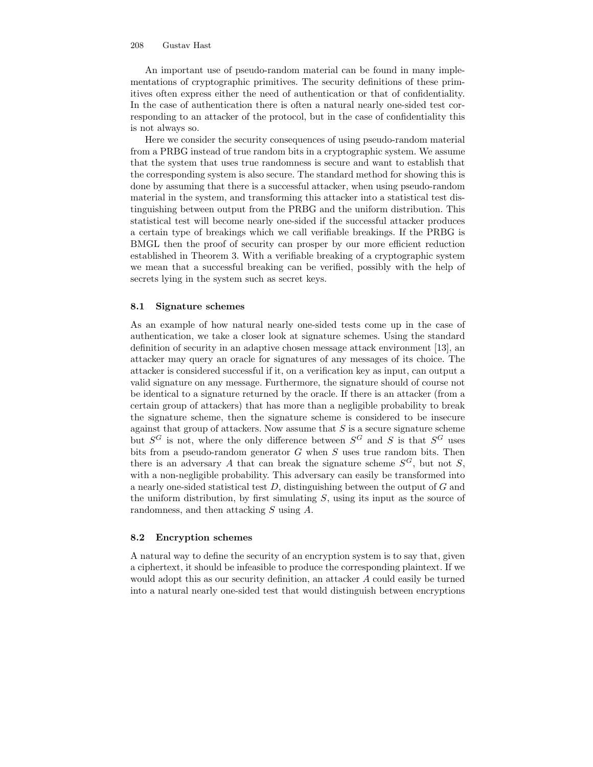An important use of pseudo-random material can be found in many implementations of cryptographic primitives. The security definitions of these primitives often express either the need of authentication or that of confidentiality. In the case of authentication there is often a natural nearly one-sided test corresponding to an attacker of the protocol, but in the case of confidentiality this is not always so.

Here we consider the security consequences of using pseudo-random material from a PRBG instead of true random bits in a cryptographic system. We assume that the system that uses true randomness is secure and want to establish that the corresponding system is also secure. The standard method for showing this is done by assuming that there is a successful attacker, when using pseudo-random material in the system, and transforming this attacker into a statistical test distinguishing between output from the PRBG and the uniform distribution. This statistical test will become nearly one-sided if the successful attacker produces a certain type of breakings which we call verifiable breakings. If the PRBG is BMGL then the proof of security can prosper by our more efficient reduction established in Theorem 3. With a verifiable breaking of a cryptographic system we mean that a successful breaking can be verified, possibly with the help of secrets lying in the system such as secret keys.

### 8.1 Signature schemes

As an example of how natural nearly one-sided tests come up in the case of authentication, we take a closer look at signature schemes. Using the standard definition of security in an adaptive chosen message attack environment [13], an attacker may query an oracle for signatures of any messages of its choice. The attacker is considered successful if it, on a verification key as input, can output a valid signature on any message. Furthermore, the signature should of course not be identical to a signature returned by the oracle. If there is an attacker (from a certain group of attackers) that has more than a negligible probability to break the signature scheme, then the signature scheme is considered to be insecure against that group of attackers. Now assume that $S$ is a secure signature scheme but $S^G$ is not, where the only difference between $S^G$ and $S$ is that $S^G$ uses bits from a pseudo-random generator $G$ when $S$ uses true random bits. Then there is an adversary $A$ that can break the signature scheme $S^G$, but not $S$, with a non-negligible probability. This adversary can easily be transformed into a nearly one-sided statistical test $D$, distinguishing between the output of $G$ and the uniform distribution, by first simulating $S$, using its input as the source of randomness, and then attacking $S$ using $A$.

### 8.2 Encryption schemes

A natural way to define the security of an encryption system is to say that, given a ciphertext, it should be infeasible to produce the corresponding plaintext. If we would adopt this as our security definition, an attacker $A$ could easily be turned into a natural nearly one-sided test that would distinguish between encryptions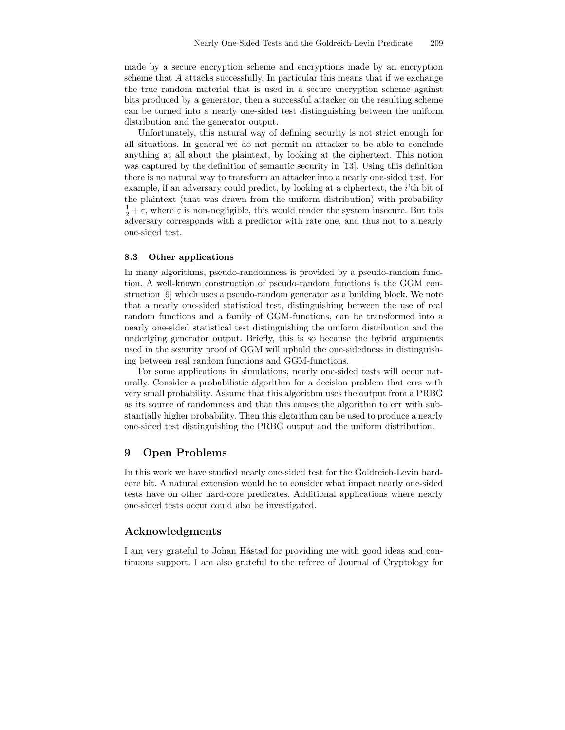made by a secure encryption scheme and encryptions made by an encryption scheme that $A$ attacks successfully. In particular this means that if we exchange the true random material that is used in a secure encryption scheme against bits produced by a generator, then a successful attacker on the resulting scheme can be turned into a nearly one-sided test distinguishing between the uniform distribution and the generator output.

Unfortunately, this natural way of defining security is not strict enough for all situations. In general we do not permit an attacker to be able to conclude anything at all about the plaintext, by looking at the ciphertext. This notion was captured by the definition of semantic security in [13]. Using this definition there is no natural way to transform an attacker into a nearly one-sided test. For example, if an adversary could predict, by looking at a ciphertext, the $i$'th bit of the plaintext (that was drawn from the uniform distribution) with probability $\frac{1}{2} + \varepsilon$, where $\varepsilon$ is non-negligible, this would render the system insecure. But this adversary corresponds with a predictor with rate one, and thus not to a nearly one-sided test.

### 8.3 Other applications

In many algorithms, pseudo-randomness is provided by a pseudo-random function. A well-known construction of pseudo-random functions is the GGM construction [9] which uses a pseudo-random generator as a building block. We note that a nearly one-sided statistical test, distinguishing between the use of real random functions and a family of GGM-functions, can be transformed into a nearly one-sided statistical test distinguishing the uniform distribution and the underlying generator output. Briefly, this is so because the hybrid arguments used in the security proof of GGM will uphold the one-sidedness in distinguishing between real random functions and GGM-functions.

For some applications in simulations, nearly one-sided tests will occur naturally. Consider a probabilistic algorithm for a decision problem that errs with very small probability. Assume that this algorithm uses the output from a PRBG as its source of randomness and that this causes the algorithm to err with substantially higher probability. Then this algorithm can be used to produce a nearly one-sided test distinguishing the PRBG output and the uniform distribution.

## 9 Open Problems

In this work we have studied nearly one-sided test for the Goldreich-Levin hard-core bit. A natural extension would be to consider what impact nearly one-sided tests have on other hard-core predicates. Additional applications where nearly one-sided tests occur could also be investigated.

## Acknowledgments

I am very grateful to Johan Håstad for providing me with good ideas and continuous support. I am also grateful to the referee of Journal of Cryptology for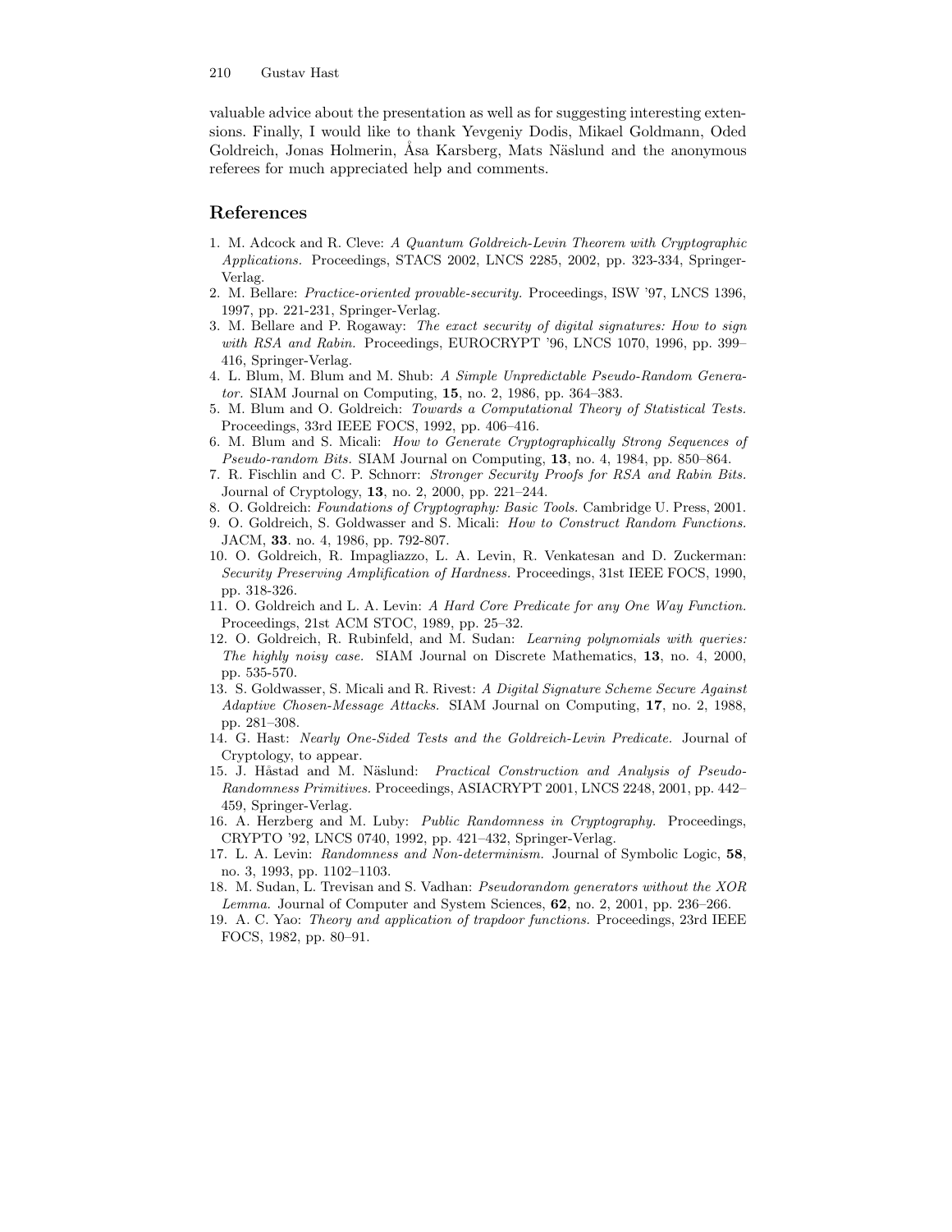valuable advice about the presentation as well as for suggesting interesting extensions. Finally, I would like to thank Yevgeniy Dodis, Mikael Goldmann, Oded Goldreich, Jonas Holmerin, Åsa Karsberg, Mats Näslund and the anonymous referees for much appreciated help and comments.

## References

1. M. Adcock and R. Cleve: *A Quantum Goldreich-Levin Theorem with Cryptographic Applications.* Proceedings, STACS 2002, LNCS 2285, 2002, pp. 323-334, Springer-Verlag.
2. M. Bellare: *Practice-oriented provable-security.* Proceedings, ISW '97, LNCS 1396, 1997, pp. 221-231, Springer-Verlag.
3. M. Bellare and P. Rogaway: *The exact security of digital signatures: How to sign with RSA and Rabin.* Proceedings, EUROCRYPT '96, LNCS 1070, 1996, pp. 399–416, Springer-Verlag.
4. L. Blum, M. Blum and M. Shub: *A Simple Unpredictable Pseudo-Random Generator.* SIAM Journal on Computing, **15**, no. 2, 1986, pp. 364–383.
5. M. Blum and O. Goldreich: *Towards a Computational Theory of Statistical Tests.* Proceedings, 33rd IEEE FOCS, 1992, pp. 406–416.
6. M. Blum and S. Micali: *How to Generate Cryptographically Strong Sequences of Pseudo-random Bits.* SIAM Journal on Computing, **13**, no. 4, 1984, pp. 850–864.
7. R. Fischlin and C. P. Schnorr: *Stronger Security Proofs for RSA and Rabin Bits.* Journal of Cryptology, **13**, no. 2, 2000, pp. 221–244.
8. O. Goldreich: *Foundations of Cryptography: Basic Tools.* Cambridge U. Press, 2001.
9. O. Goldreich, S. Goldwasser and S. Micali: *How to Construct Random Functions.* JACM, **33**. no. 4, 1986, pp. 792-807.
10. O. Goldreich, R. Impagliazzo, L. A. Levin, R. Venkatesan and D. Zuckerman: *Security Preserving Amplification of Hardness.* Proceedings, 31st IEEE FOCS, 1990, pp. 318-326.
11. O. Goldreich and L. A. Levin: *A Hard Core Predicate for any One Way Function.* Proceedings, 21st ACM STOC, 1989, pp. 25–32.
12. O. Goldreich, R. Rubinfeld, and M. Sudan: *Learning polynomials with queries: The highly noisy case.* SIAM Journal on Discrete Mathematics, **13**, no. 4, 2000, pp. 535-570.
13. S. Goldwasser, S. Micali and R. Rivest: *A Digital Signature Scheme Secure Against Adaptive Chosen-Message Attacks.* SIAM Journal on Computing, **17**, no. 2, 1988, pp. 281–308.
14. G. Hast: *Nearly One-Sided Tests and the Goldreich-Levin Predicate.* Journal of Cryptology, to appear.
15. J. Håstad and M. Näslund: *Practical Construction and Analysis of Pseudo-Randomness Primitives.* Proceedings, ASIACRYPT 2001, LNCS 2248, 2001, pp. 442–459, Springer-Verlag.
16. A. Herzberg and M. Luby: *Public Randomness in Cryptography.* Proceedings, CRYPTO '92, LNCS 0740, 1992, pp. 421–432, Springer-Verlag.
17. L. A. Levin: *Randomness and Non-determinism.* Journal of Symbolic Logic, **58**, no. 3, 1993, pp. 1102–1103.
18. M. Sudan, L. Trevisan and S. Vadhan: *Pseudorandom generators without the XOR Lemma.* Journal of Computer and System Sciences, **62**, no. 2, 2001, pp. 236–266.
19. A. C. Yao: *Theory and application of trapdoor functions.* Proceedings, 23rd IEEE FOCS, 1982, pp. 80–91.